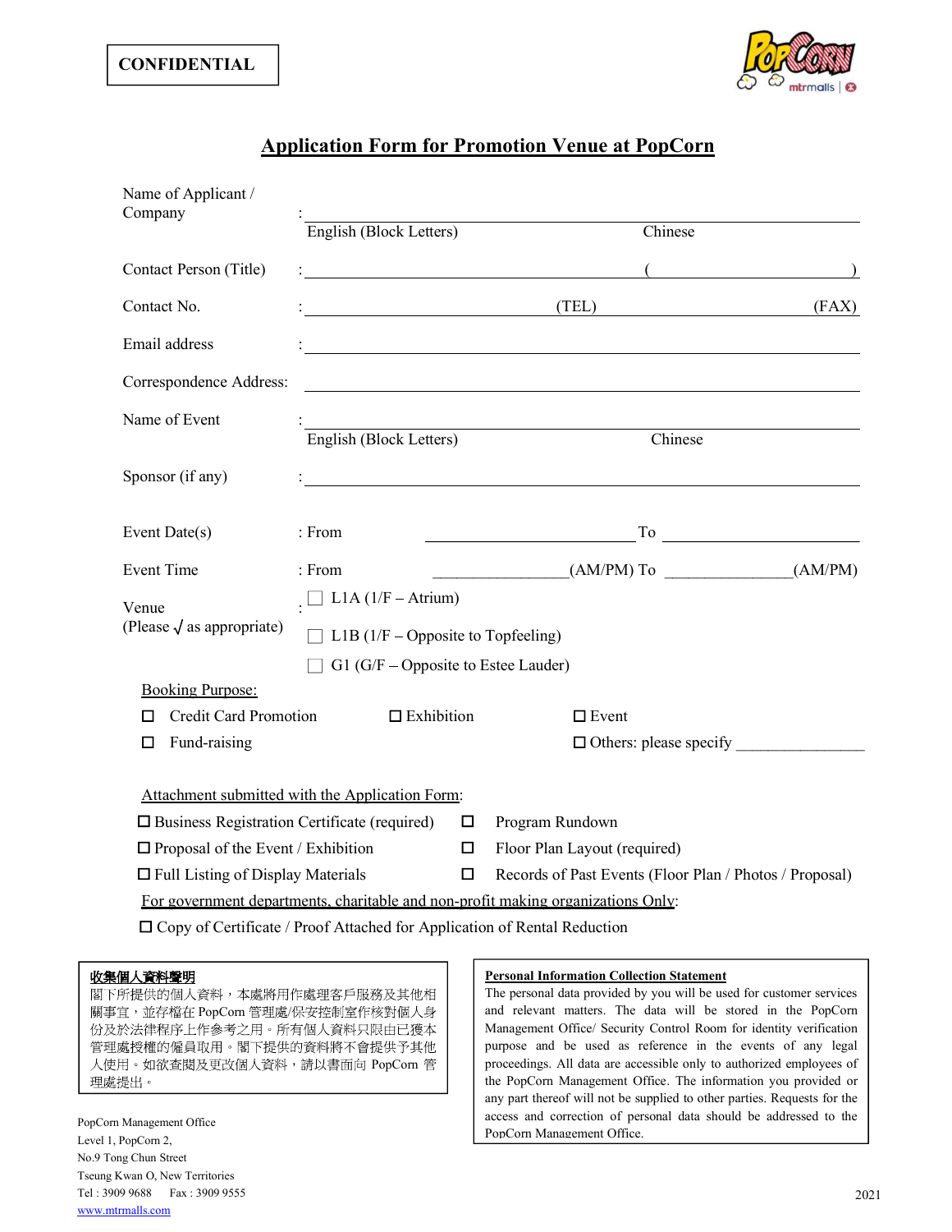**CONFIDENTIAL**

# Application Form for Promotion Venue at PopCorn

Name of Applicant / Company : ______________________________
English (Block Letters) Chinese

Contact Person (Title) : ______________________ ( ______________ )

Contact No. : ______________________ (TEL) ______________________ (FAX)

Email address : ______________________________

Correspondence Address: ______________________________

Name of Event : ______________________________
English (Block Letters) Chinese

Sponsor (if any) : ______________________________

Event Date(s) : From ______________________ To ______________________

Event Time : From ________________(AM/PM) To ________________(AM/PM)

Venue (Please √ as appropriate) :
- ☐ L1A (1/F – Atrium)
- ☐ L1B (1/F – Opposite to Topfeeling)
- ☐ G1 (G/F – Opposite to Estee Lauder)

Booking Purpose:

- ☐ Credit Card Promotion
- ☐ Exhibition
- ☐ Event
- ☐ Fund-raising
- ☐ Others: please specify ________________

Attachment submitted with the Application Form:

- ☐ Business Registration Certificate (required)
- ☐ Program Rundown
- ☐ Proposal of the Event / Exhibition
- ☐ Floor Plan Layout (required)
- ☐ Full Listing of Display Materials
- ☐ Records of Past Events (Floor Plan / Photos / Proposal)

For government departments, charitable and non-profit making organizations Only:

- ☐ Copy of Certificate / Proof Attached for Application of Rental Reduction

**收集個人資料聲明**

閣下所提供的個人資料，本處將用作處理客戶服務及其他相關事宜，並存檔在 PopCorn 管理處/保安控制室作核對個人身份及於法律程序上作參考之用。所有個人資料只限由已獲本管理處授權的僱員取用。閣下提供的資料將不會提供予其他人使用。如欲查閱及更改個人資料，請以書面向 PopCorn 管理處提出。

**Personal Information Collection Statement**

The personal data provided by you will be used for customer services and relevant matters. The data will be stored in the PopCorn Management Office/ Security Control Room for identity verification purpose and be used as reference in the events of any legal proceedings. All data are accessible only to authorized employees of the PopCorn Management Office. The information you provided or any part thereof will not be supplied to other parties. Requests for the access and correction of personal data should be addressed to the PopCorn Management Office.

PopCorn Management Office
Level 1, PopCorn 2,
No.9 Tong Chun Street
Tseung Kwan O, New Territories
Tel : 3909 9688 Fax : 3909 9555
www.mtrmalls.com

2021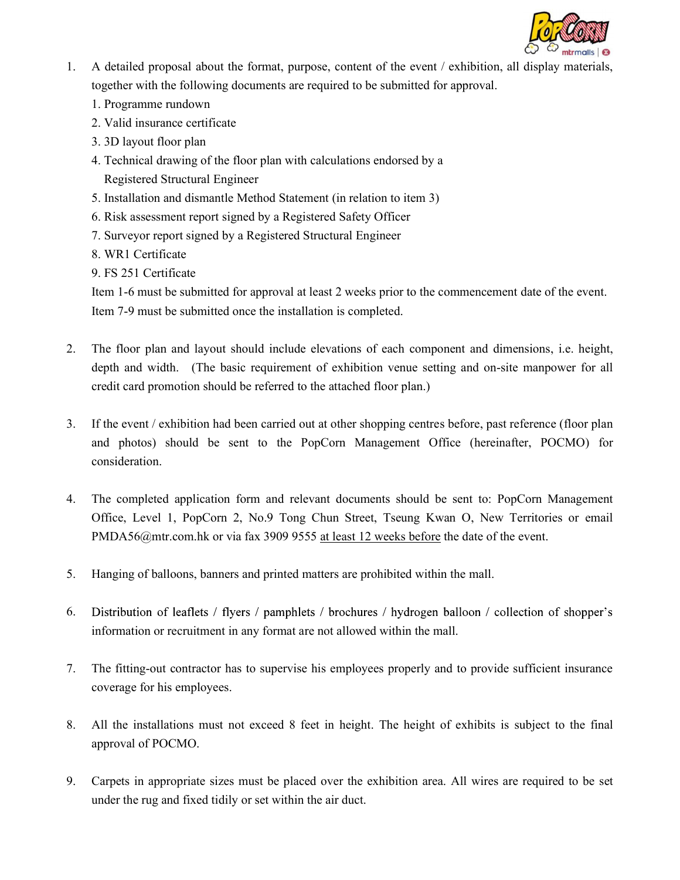1. A detailed proposal about the format, purpose, content of the event / exhibition, all display materials, together with the following documents are required to be submitted for approval.
   1. Programme rundown
   2. Valid insurance certificate
   3. 3D layout floor plan
   4. Technical drawing of the floor plan with calculations endorsed by a Registered Structural Engineer
   5. Installation and dismantle Method Statement (in relation to item 3)
   6. Risk assessment report signed by a Registered Safety Officer
   7. Surveyor report signed by a Registered Structural Engineer
   8. WR1 Certificate
   9. FS 251 Certificate

   Item 1-6 must be submitted for approval at least 2 weeks prior to the commencement date of the event. Item 7-9 must be submitted once the installation is completed.

2. The floor plan and layout should include elevations of each component and dimensions, i.e. height, depth and width. (The basic requirement of exhibition venue setting and on-site manpower for all credit card promotion should be referred to the attached floor plan.)

3. If the event / exhibition had been carried out at other shopping centres before, past reference (floor plan and photos) should be sent to the PopCorn Management Office (hereinafter, POCMO) for consideration.

4. The completed application form and relevant documents should be sent to: PopCorn Management Office, Level 1, PopCorn 2, No.9 Tong Chun Street, Tseung Kwan O, New Territories or email PMDA56@mtr.com.hk or via fax 3909 9555 <u>at least 12 weeks before</u> the date of the event.

5. Hanging of balloons, banners and printed matters are prohibited within the mall.

6. Distribution of leaflets / flyers / pamphlets / brochures / hydrogen balloon / collection of shopper's information or recruitment in any format are not allowed within the mall.

7. The fitting-out contractor has to supervise his employees properly and to provide sufficient insurance coverage for his employees.

8. All the installations must not exceed 8 feet in height. The height of exhibits is subject to the final approval of POCMO.

9. Carpets in appropriate sizes must be placed over the exhibition area. All wires are required to be set under the rug and fixed tidily or set within the air duct.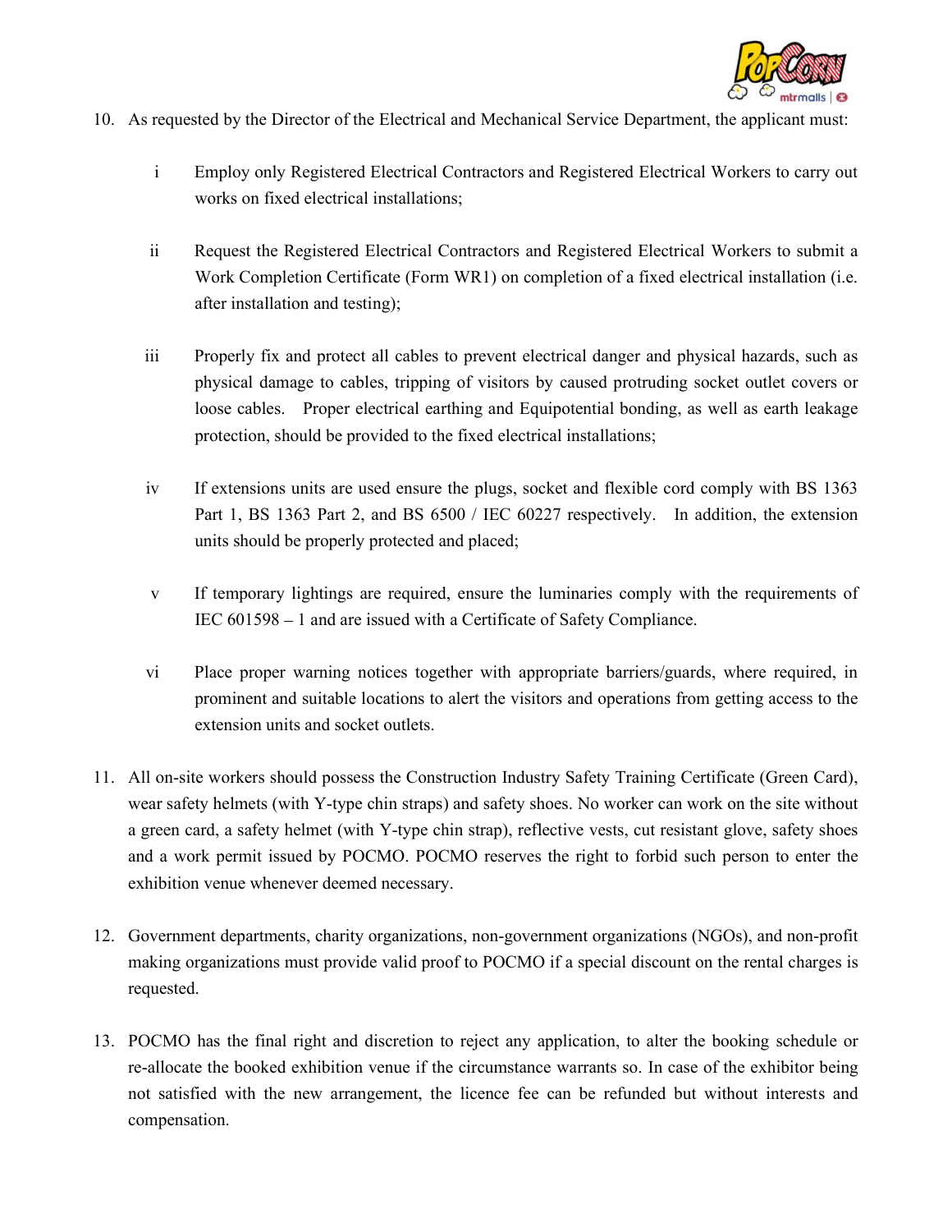10. As requested by the Director of the Electrical and Mechanical Service Department, the applicant must:

    i Employ only Registered Electrical Contractors and Registered Electrical Workers to carry out works on fixed electrical installations;

    ii Request the Registered Electrical Contractors and Registered Electrical Workers to submit a Work Completion Certificate (Form WR1) on completion of a fixed electrical installation (i.e. after installation and testing);

    iii Properly fix and protect all cables to prevent electrical danger and physical hazards, such as physical damage to cables, tripping of visitors by caused protruding socket outlet covers or loose cables. Proper electrical earthing and Equipotential bonding, as well as earth leakage protection, should be provided to the fixed electrical installations;

    iv If extensions units are used ensure the plugs, socket and flexible cord comply with BS 1363 Part 1, BS 1363 Part 2, and BS 6500 / IEC 60227 respectively. In addition, the extension units should be properly protected and placed;

    v If temporary lightings are required, ensure the luminaries comply with the requirements of IEC 601598 – 1 and are issued with a Certificate of Safety Compliance.

    vi Place proper warning notices together with appropriate barriers/guards, where required, in prominent and suitable locations to alert the visitors and operations from getting access to the extension units and socket outlets.

11. All on-site workers should possess the Construction Industry Safety Training Certificate (Green Card), wear safety helmets (with Y-type chin straps) and safety shoes. No worker can work on the site without a green card, a safety helmet (with Y-type chin strap), reflective vests, cut resistant glove, safety shoes and a work permit issued by POCMO. POCMO reserves the right to forbid such person to enter the exhibition venue whenever deemed necessary.

12. Government departments, charity organizations, non-government organizations (NGOs), and non-profit making organizations must provide valid proof to POCMO if a special discount on the rental charges is requested.

13. POCMO has the final right and discretion to reject any application, to alter the booking schedule or re-allocate the booked exhibition venue if the circumstance warrants so. In case of the exhibitor being not satisfied with the new arrangement, the licence fee can be refunded but without interests and compensation.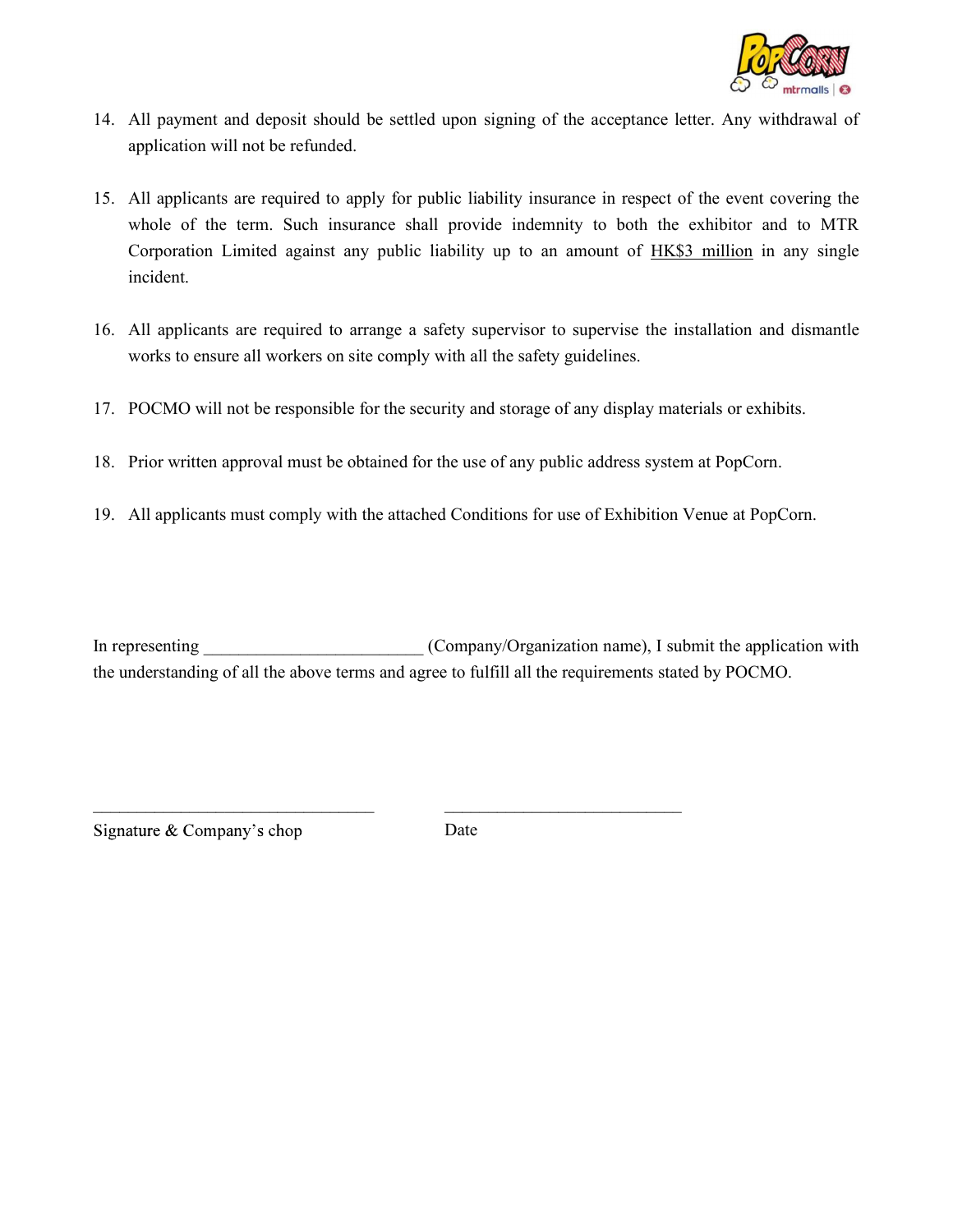14. All payment and deposit should be settled upon signing of the acceptance letter. Any withdrawal of application will not be refunded.

15. All applicants are required to apply for public liability insurance in respect of the event covering the whole of the term. Such insurance shall provide indemnity to both the exhibitor and to MTR Corporation Limited against any public liability up to an amount of <u>HK$3 million</u> in any single incident.

16. All applicants are required to arrange a safety supervisor to supervise the installation and dismantle works to ensure all workers on site comply with all the safety guidelines.

17. POCMO will not be responsible for the security and storage of any display materials or exhibits.

18. Prior written approval must be obtained for the use of any public address system at PopCorn.

19. All applicants must comply with the attached Conditions for use of Exhibition Venue at PopCorn.

In representing _________________________ (Company/Organization name), I submit the application with the understanding of all the above terms and agree to fulfill all the requirements stated by POCMO.

________________________________ ____________________________

Signature & Company's chop Date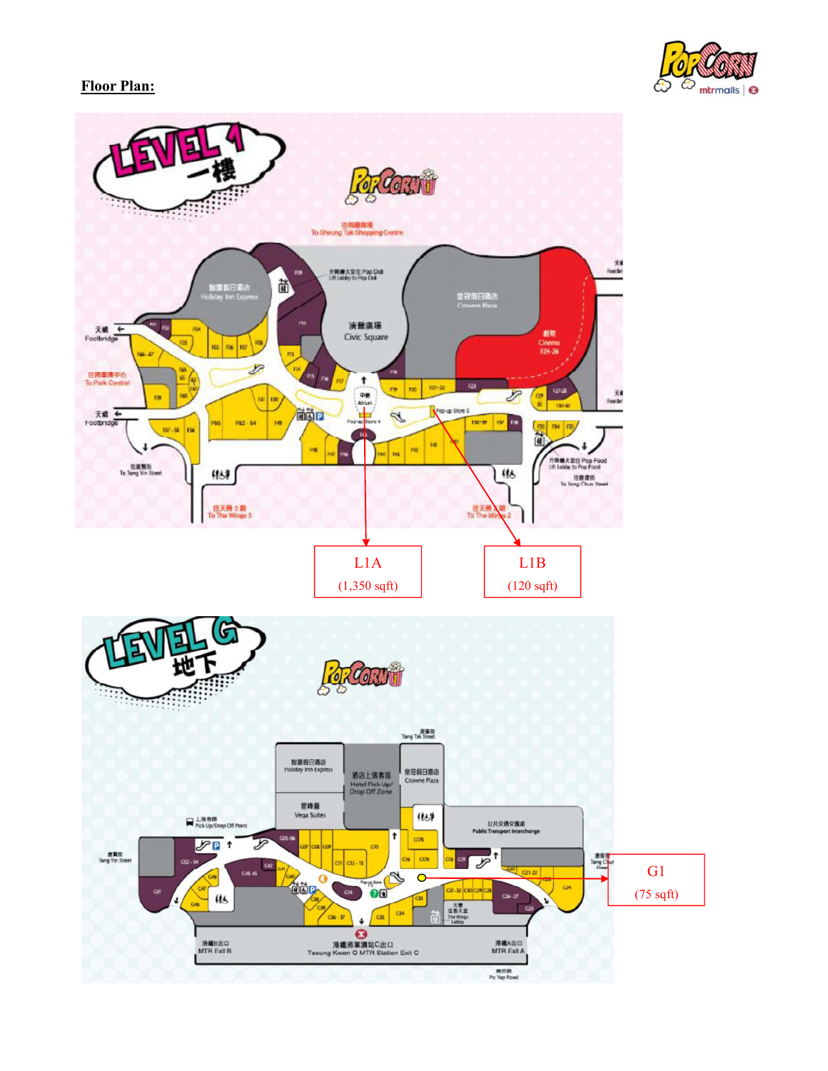**Floor Plan:**

L1A

(1,350 sqft)

L1B

(120 sqft)

G1

(75 sqft)